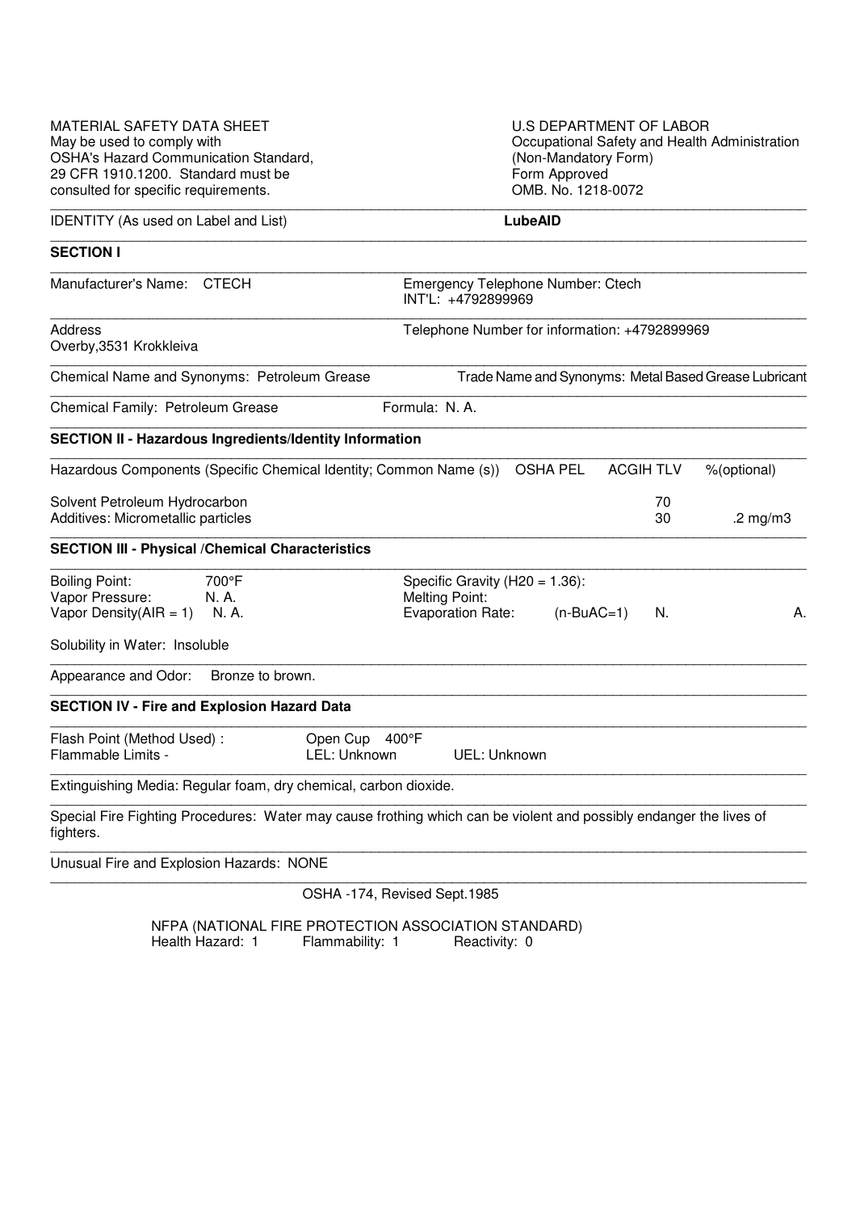MATERIAL SAFETY DATA SHEET
May be used to comply with
OSHA's Hazard Communication Standard,
29 CFR 1910.1200. Standard must be
consulted for specific requirements.

U.S DEPARTMENT OF LABOR
Occupational Safety and Health Administration
(Non-Mandatory Form)
Form Approved
OMB. No. 1218-0072

IDENTITY (As used on Label and List) **LubeAID**

## SECTION I

Manufacturer's Name: CTECH

Emergency Telephone Number: Ctech
INT'L: +4792899969

Address
Overby,3531 Krokkleiva

Telephone Number for information: +4792899969

Chemical Name and Synonyms: Petroleum Grease

Trade Name and Synonyms: Metal Based Grease Lubricant

Chemical Family: Petroleum Grease

Formula: N. A.

## SECTION II - Hazardous Ingredients/Identity Information

| Hazardous Components (Specific Chemical Identity; Common Name (s)) | OSHA PEL | ACGIH TLV | %(optional) |
|---|---|---|---|
| Solvent Petroleum Hydrocarbon | | 70 | |
| Additives: Micrometallic particles | | 30 | .2 mg/m3 |

## SECTION III - Physical /Chemical Characteristics

Boiling Point: 700°F
Vapor Pressure: N. A.
Vapor Density(AIR = 1) N. A.

Specific Gravity (H20 = 1.36):
Melting Point:
Evaporation Rate: (n-BuAC=1) N. A.

Solubility in Water: Insoluble

Appearance and Odor: Bronze to brown.

## SECTION IV - Fire and Explosion Hazard Data

Flash Point (Method Used) : Open Cup 400°F
Flammable Limits - LEL: Unknown UEL: Unknown

Extinguishing Media: Regular foam, dry chemical, carbon dioxide.

Special Fire Fighting Procedures: Water may cause frothing which can be violent and possibly endanger the lives of fighters.

Unusual Fire and Explosion Hazards: NONE

OSHA -174, Revised Sept.1985

NFPA (NATIONAL FIRE PROTECTION ASSOCIATION STANDARD)
Health Hazard: 1 Flammability: 1 Reactivity: 0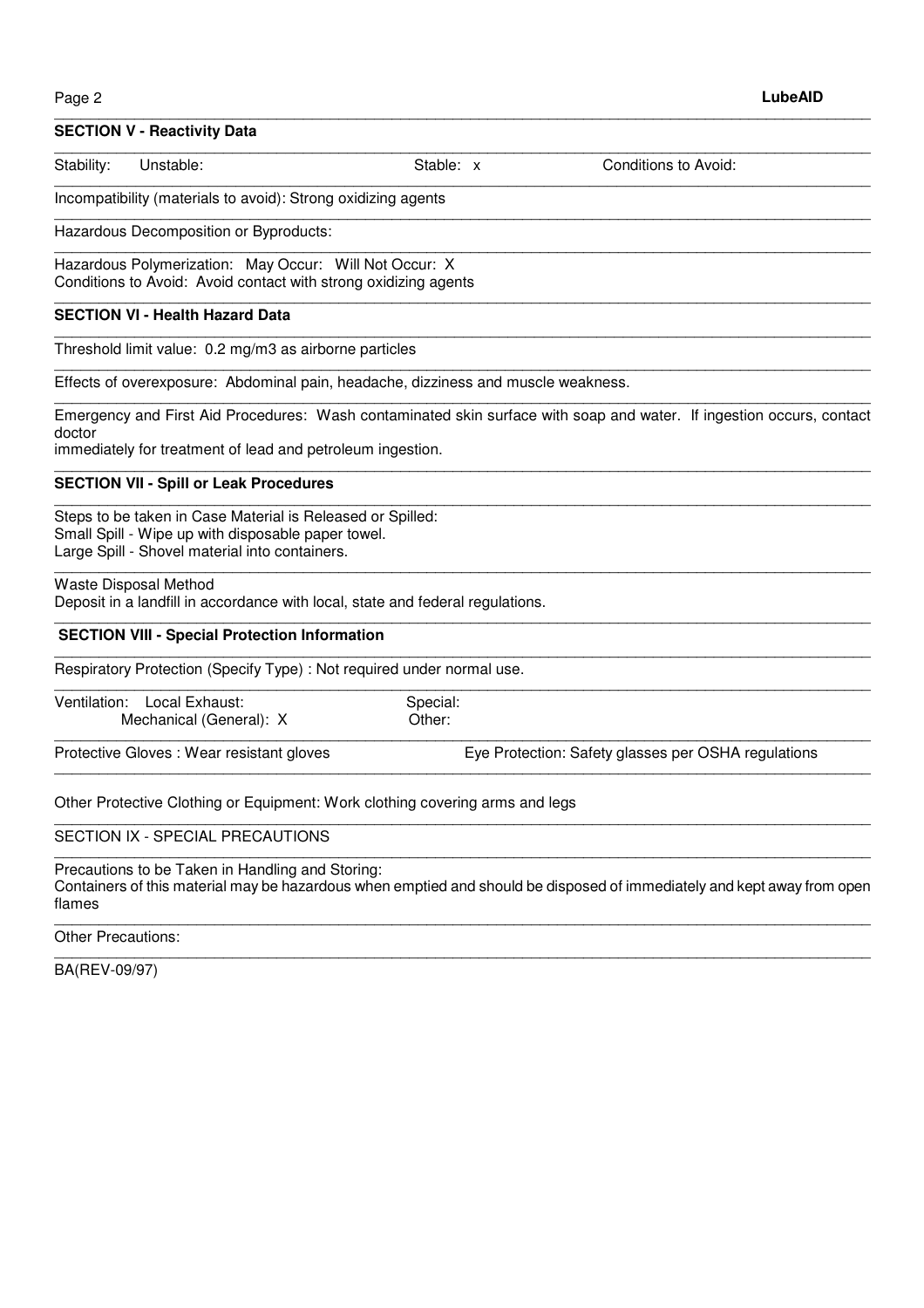## SECTION V - Reactivity Data

| | | |
|---|---|---|
| Stability: Unstable: | Stable: x | Conditions to Avoid: |

Incompatibility (materials to avoid): Strong oxidizing agents

Hazardous Decomposition or Byproducts:

Hazardous Polymerization: May Occur: Will Not Occur: X
Conditions to Avoid: Avoid contact with strong oxidizing agents

## SECTION VI - Health Hazard Data

Threshold limit value: 0.2 mg/m3 as airborne particles

Effects of overexposure: Abdominal pain, headache, dizziness and muscle weakness.

Emergency and First Aid Procedures: Wash contaminated skin surface with soap and water. If ingestion occurs, contact doctor
immediately for treatment of lead and petroleum ingestion.

## SECTION VII - Spill or Leak Procedures

Steps to be taken in Case Material is Released or Spilled:
Small Spill - Wipe up with disposable paper towel.
Large Spill - Shovel material into containers.

Waste Disposal Method
Deposit in a landfill in accordance with local, state and federal regulations.

## SECTION VIII - Special Protection Information

Respiratory Protection (Specify Type) : Not required under normal use.

| | |
|---|---|
| Ventilation: Local Exhaust: | Special: |
| Mechanical (General): X | Other: |

| | |
|---|---|
| Protective Gloves : Wear resistant gloves | Eye Protection: Safety glasses per OSHA regulations |

Other Protective Clothing or Equipment: Work clothing covering arms and legs

## SECTION IX - SPECIAL PRECAUTIONS

Precautions to be Taken in Handling and Storing:
Containers of this material may be hazardous when emptied and should be disposed of immediately and kept away from open flames

Other Precautions:

BA(REV-09/97)